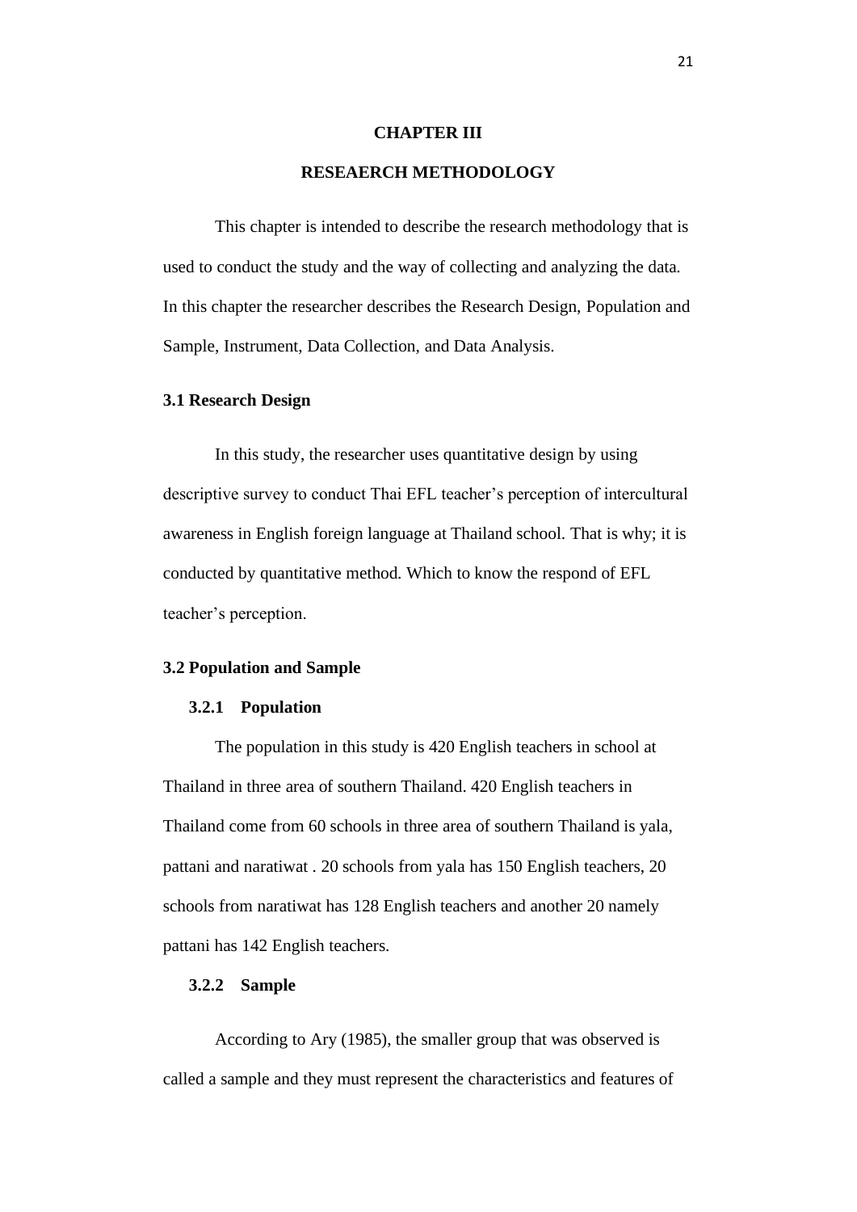# CHAPTER III

# RESEAERCH METHODOLOGY

This chapter is intended to describe the research methodology that is used to conduct the study and the way of collecting and analyzing the data. In this chapter the researcher describes the Research Design, Population and Sample, Instrument, Data Collection, and Data Analysis.

## 3.1 Research Design

In this study, the researcher uses quantitative design by using descriptive survey to conduct Thai EFL teacher's perception of intercultural awareness in English foreign language at Thailand school. That is why; it is conducted by quantitative method. Which to know the respond of EFL teacher's perception.

## 3.2 Population and Sample

### 3.2.1 Population

The population in this study is 420 English teachers in school at Thailand in three area of southern Thailand. 420 English teachers in Thailand come from 60 schools in three area of southern Thailand is yala, pattani and naratiwat . 20 schools from yala has 150 English teachers, 20 schools from naratiwat has 128 English teachers and another 20 namely pattani has 142 English teachers.

### 3.2.2 Sample

According to Ary (1985), the smaller group that was observed is called a sample and they must represent the characteristics and features of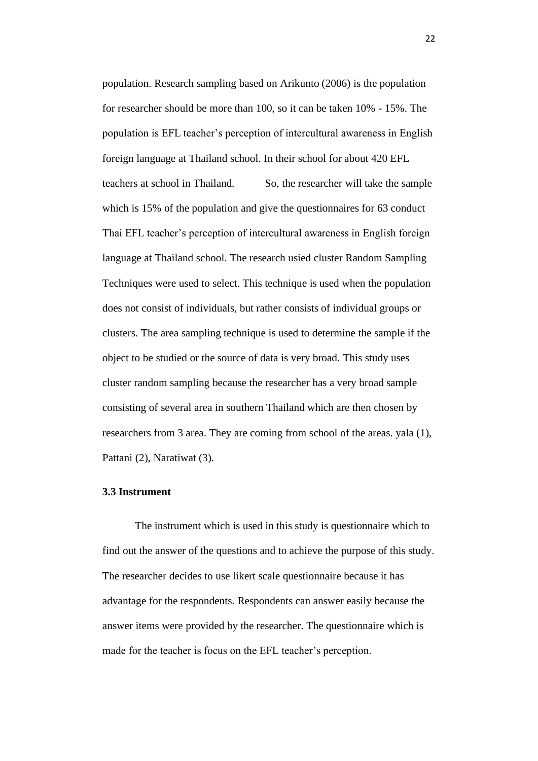population. Research sampling based on Arikunto (2006) is the population for researcher should be more than 100, so it can be taken 10% - 15%. The population is EFL teacher's perception of intercultural awareness in English foreign language at Thailand school. In their school for about 420 EFL teachers at school in Thailand. So, the researcher will take the sample which is 15% of the population and give the questionnaires for 63 conduct Thai EFL teacher's perception of intercultural awareness in English foreign language at Thailand school. The research usied cluster Random Sampling Techniques were used to select. This technique is used when the population does not consist of individuals, but rather consists of individual groups or clusters. The area sampling technique is used to determine the sample if the object to be studied or the source of data is very broad. This study uses cluster random sampling because the researcher has a very broad sample consisting of several area in southern Thailand which are then chosen by researchers from 3 area. They are coming from school of the areas. yala (1), Pattani (2), Naratiwat (3).

### 3.3 Instrument

The instrument which is used in this study is questionnaire which to find out the answer of the questions and to achieve the purpose of this study. The researcher decides to use likert scale questionnaire because it has advantage for the respondents. Respondents can answer easily because the answer items were provided by the researcher. The questionnaire which is made for the teacher is focus on the EFL teacher's perception.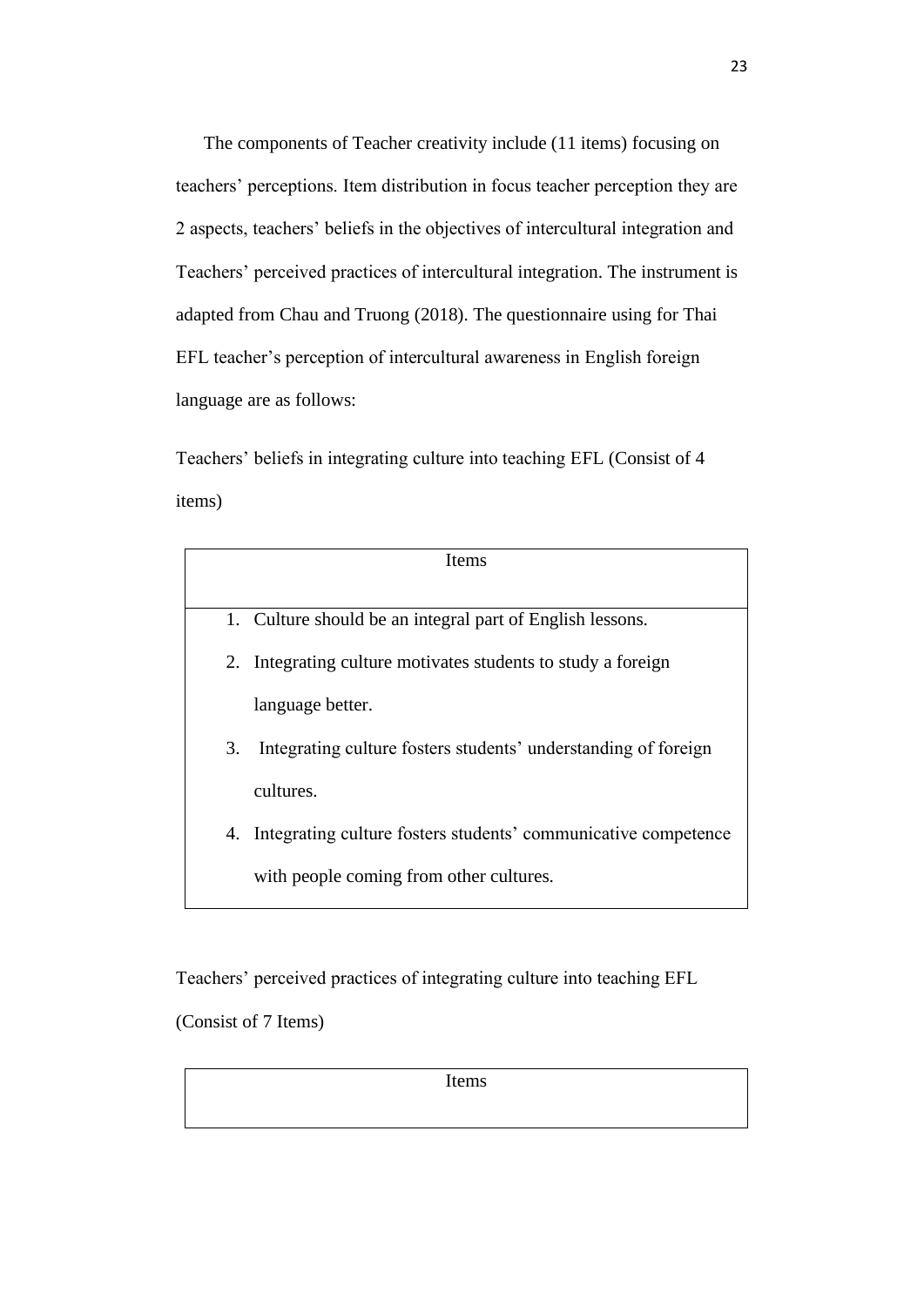The components of Teacher creativity include (11 items) focusing on teachers' perceptions. Item distribution in focus teacher perception they are 2 aspects, teachers' beliefs in the objectives of intercultural integration and Teachers' perceived practices of intercultural integration. The instrument is adapted from Chau and Truong (2018). The questionnaire using for Thai EFL teacher's perception of intercultural awareness in English foreign language are as follows:

Teachers' beliefs in integrating culture into teaching EFL (Consist of 4 items)

| Items |
|---|
| 1. Culture should be an integral part of English lessons.<br>2. Integrating culture motivates students to study a foreign language better.<br>3. Integrating culture fosters students' understanding of foreign cultures.<br>4. Integrating culture fosters students' communicative competence with people coming from other cultures. |

Teachers' perceived practices of integrating culture into teaching EFL (Consist of 7 Items)

| Items |
|---|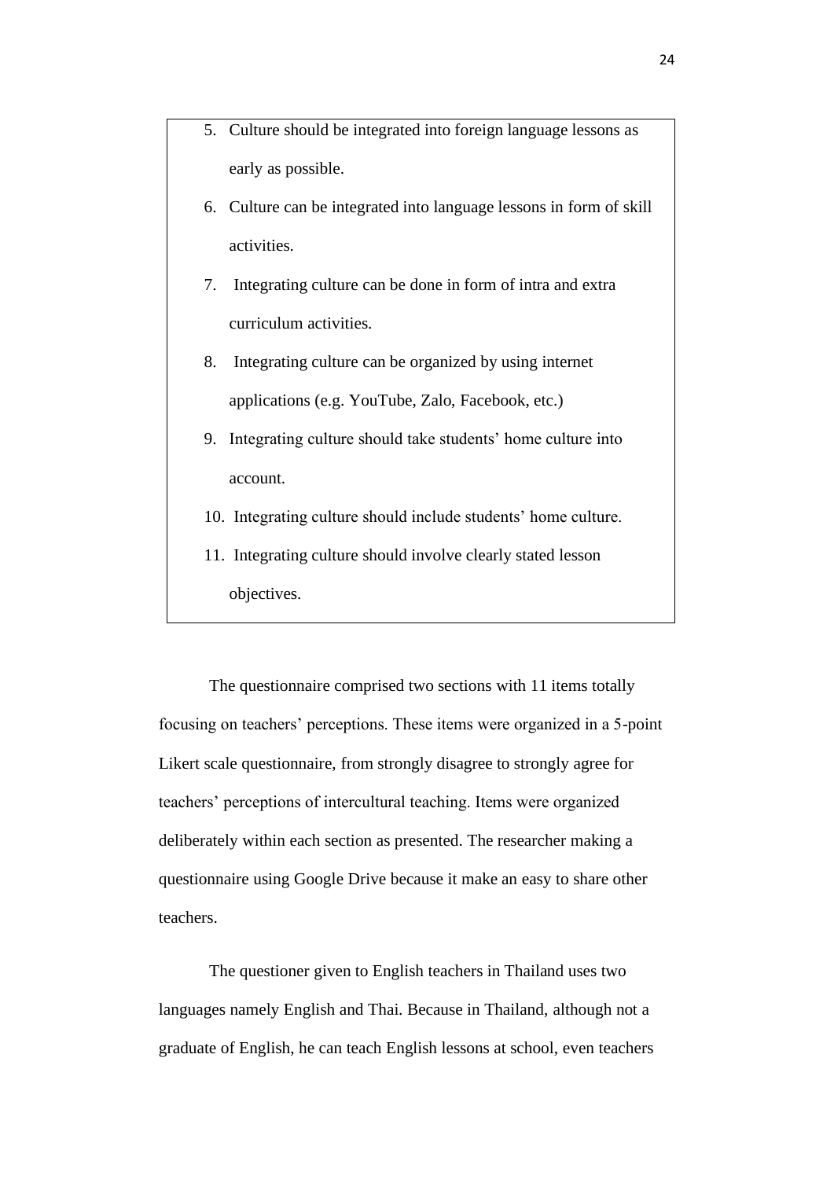5. Culture should be integrated into foreign language lessons as early as possible.
6. Culture can be integrated into language lessons in form of skill activities.
7. Integrating culture can be done in form of intra and extra curriculum activities.
8. Integrating culture can be organized by using internet applications (e.g. YouTube, Zalo, Facebook, etc.)
9. Integrating culture should take students' home culture into account.
10. Integrating culture should include students' home culture.
11. Integrating culture should involve clearly stated lesson objectives.

The questionnaire comprised two sections with 11 items totally focusing on teachers' perceptions. These items were organized in a 5-point Likert scale questionnaire, from strongly disagree to strongly agree for teachers' perceptions of intercultural teaching. Items were organized deliberately within each section as presented. The researcher making a questionnaire using Google Drive because it make an easy to share other teachers.

The questioner given to English teachers in Thailand uses two languages namely English and Thai. Because in Thailand, although not a graduate of English, he can teach English lessons at school, even teachers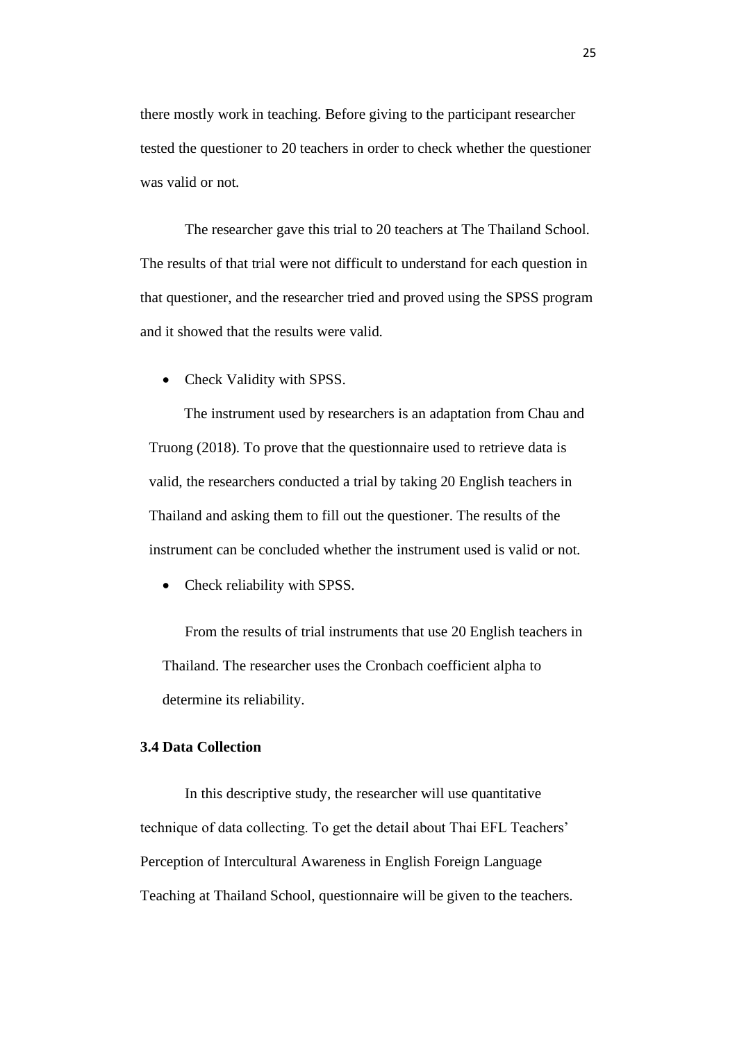there mostly work in teaching. Before giving to the participant researcher tested the questioner to 20 teachers in order to check whether the questioner was valid or not.

The researcher gave this trial to 20 teachers at The Thailand School. The results of that trial were not difficult to understand for each question in that questioner, and the researcher tried and proved using the SPSS program and it showed that the results were valid.

- Check Validity with SPSS.

The instrument used by researchers is an adaptation from Chau and Truong (2018). To prove that the questionnaire used to retrieve data is valid, the researchers conducted a trial by taking 20 English teachers in Thailand and asking them to fill out the questioner. The results of the instrument can be concluded whether the instrument used is valid or not.

- Check reliability with SPSS.

From the results of trial instruments that use 20 English teachers in Thailand. The researcher uses the Cronbach coefficient alpha to determine its reliability.

### 3.4 Data Collection

In this descriptive study, the researcher will use quantitative technique of data collecting. To get the detail about Thai EFL Teachers' Perception of Intercultural Awareness in English Foreign Language Teaching at Thailand School, questionnaire will be given to the teachers.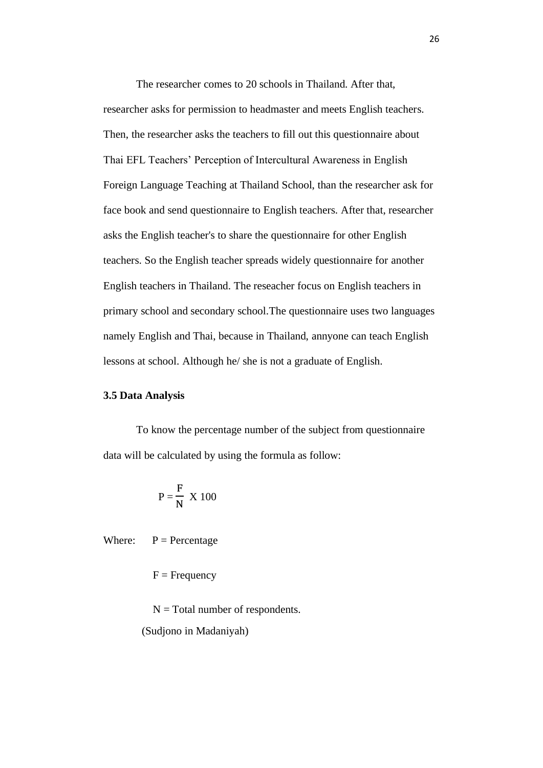The researcher comes to 20 schools in Thailand. After that, researcher asks for permission to headmaster and meets English teachers. Then, the researcher asks the teachers to fill out this questionnaire about Thai EFL Teachers' Perception of Intercultural Awareness in English Foreign Language Teaching at Thailand School, than the researcher ask for face book and send questionnaire to English teachers. After that, researcher asks the English teacher's to share the questionnaire for other English teachers. So the English teacher spreads widely questionnaire for another English teachers in Thailand. The reseacher focus on English teachers in primary school and secondary school.The questionnaire uses two languages namely English and Thai, because in Thailand, annyone can teach English lessons at school. Although he/ she is not a graduate of English.

### 3.5 Data Analysis

To know the percentage number of the subject from questionnaire data will be calculated by using the formula as follow:

$$P = \frac{F}{N} \text{ X } 100$$

Where: P = Percentage

F = Frequency

N = Total number of respondents.

(Sudjono in Madaniyah)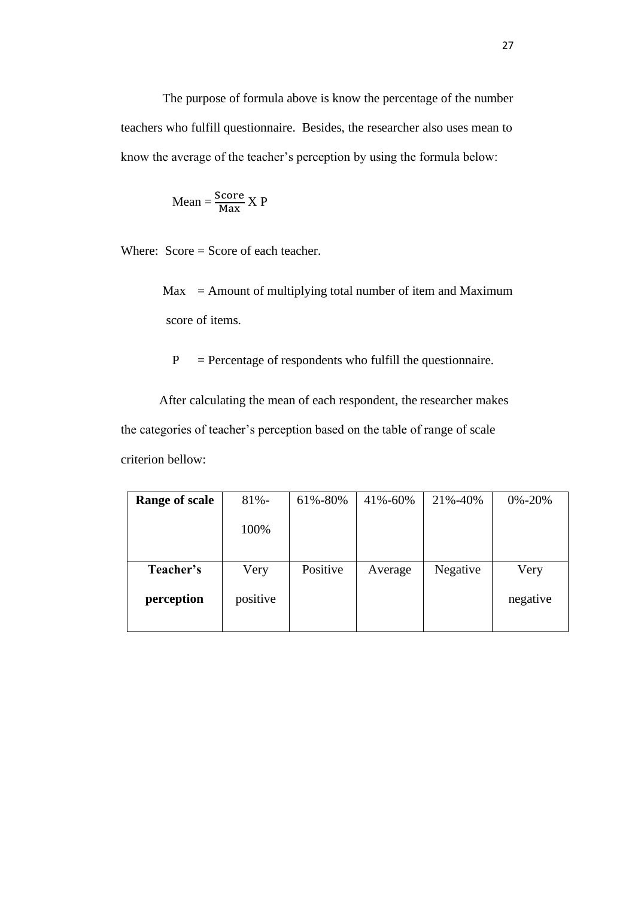The purpose of formula above is know the percentage of the number teachers who fulfill questionnaire. Besides, the researcher also uses mean to know the average of the teacher's perception by using the formula below:

$$\text{Mean} = \frac{\text{Score}}{\text{Max}} \text{ X P}$$

Where: Score = Score of each teacher.

Max = Amount of multiplying total number of item and Maximum score of items.

P = Percentage of respondents who fulfill the questionnaire.

After calculating the mean of each respondent, the researcher makes the categories of teacher's perception based on the table of range of scale criterion bellow:

| **Range of scale** | 81%-100% | 61%-80% | 41%-60% | 21%-40% | 0%-20% |
|---|---|---|---|---|---|
| **Teacher's perception** | Very positive | Positive | Average | Negative | Very negative |